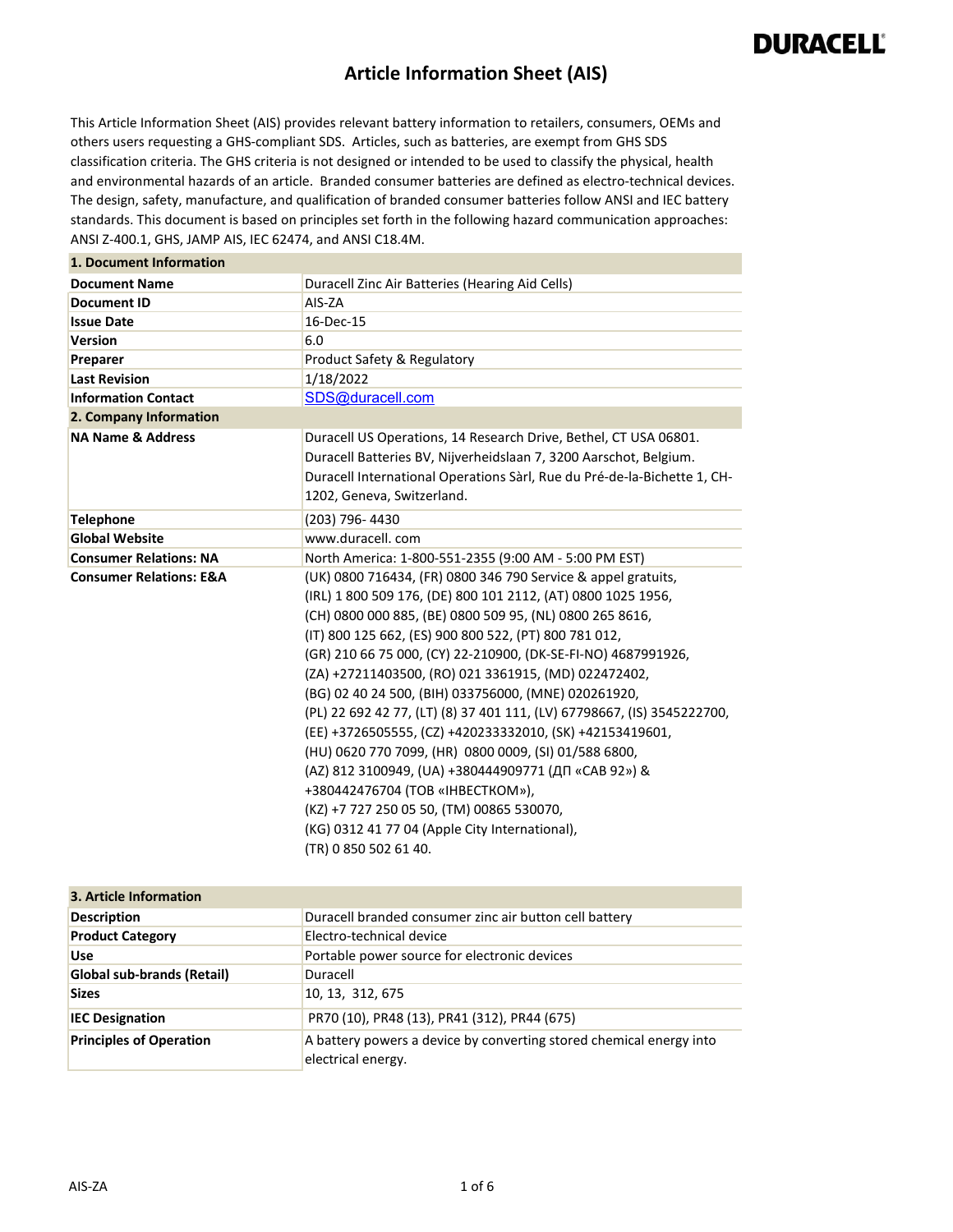DURACELL

# Article Information Sheet (AIS)

This Article Information Sheet (AIS) provides relevant battery information to retailers, consumers, OEMs and others users requesting a GHS-compliant SDS. Articles, such as batteries, are exempt from GHS SDS classification criteria. The GHS criteria is not designed or intended to be used to classify the physical, health and environmental hazards of an article. Branded consumer batteries are defined as electro-technical devices. The design, safety, manufacture, and qualification of branded consumer batteries follow ANSI and IEC battery standards. This document is based on principles set forth in the following hazard communication approaches: ANSI Z-400.1, GHS, JAMP AIS, IEC 62474, and ANSI C18.4M.

| **1. Document Information** | |
|---|---|
| **Document Name** | Duracell Zinc Air Batteries (Hearing Aid Cells) |
| **Document ID** | AIS-ZA |
| **Issue Date** | 16-Dec-15 |
| **Version** | 6.0 |
| **Preparer** | Product Safety & Regulatory |
| **Last Revision** | 1/18/2022 |
| **Information Contact** | SDS@duracell.com |
| **2. Company Information** | |
| **NA Name & Address** | Duracell US Operations, 14 Research Drive, Bethel, CT USA 06801. Duracell Batteries BV, Nijverheidslaan 7, 3200 Aarschot, Belgium. Duracell International Operations Sàrl, Rue du Pré-de-la-Bichette 1, CH-1202, Geneva, Switzerland. |
| **Telephone** | (203) 796- 4430 |
| **Global Website** | www.duracell. com |
| **Consumer Relations: NA** | North America: 1-800-551-2355 (9:00 AM - 5:00 PM EST) |
| **Consumer Relations: E&A** | (UK) 0800 716434, (FR) 0800 346 790 Service & appel gratuits, (IRL) 1 800 509 176, (DE) 800 101 2112, (AT) 0800 1025 1956, (CH) 0800 000 885, (BE) 0800 509 95, (NL) 0800 265 8616, (IT) 800 125 662, (ES) 900 800 522, (PT) 800 781 012, (GR) 210 66 75 000, (CY) 22-210900, (DK-SE-FI-NO) 4687991926, (ZA) +27211403500, (RO) 021 3361915, (MD) 022472402, (BG) 02 40 24 500, (BIH) 033756000, (MNE) 020261920, (PL) 22 692 42 77, (LT) (8) 37 401 111, (LV) 67798667, (IS) 3545222700, (EE) +3726505555, (CZ) +420233332010, (SK) +42153419601, (HU) 0620 770 7099, (HR) 0800 0009, (SI) 01/588 6800, (AZ) 812 3100949, (UA) +380444909771 (ДП «САВ 92») & +380442476704 (ТОВ «ІНВЕСТКОМ»), (KZ) +7 727 250 05 50, (TM) 00865 530070, (KG) 0312 41 77 04 (Apple City International), (TR) 0 850 502 61 40. |

| **3. Article Information** | |
|---|---|
| **Description** | Duracell branded consumer zinc air button cell battery |
| **Product Category** | Electro-technical device |
| **Use** | Portable power source for electronic devices |
| **Global sub-brands (Retail)** | Duracell |
| **Sizes** | 10, 13, 312, 675 |
| **IEC Designation** | PR70 (10), PR48 (13), PR41 (312), PR44 (675) |
| **Principles of Operation** | A battery powers a device by converting stored chemical energy into electrical energy. |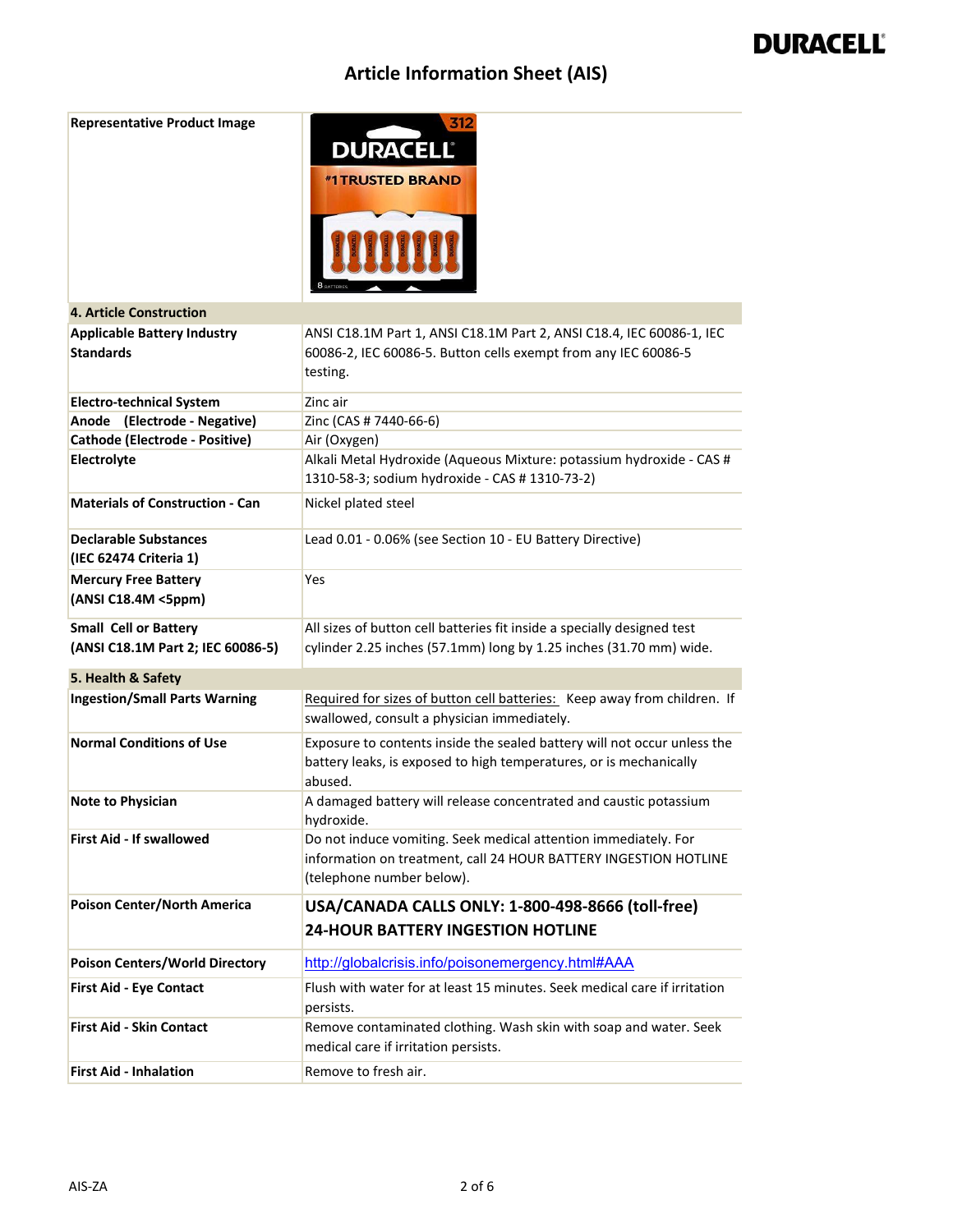# Article Information Sheet (AIS)

| Representative Product Image | |
|---|---|
| **4. Article Construction** | |
| **Applicable Battery Industry Standards** | ANSI C18.1M Part 1, ANSI C18.1M Part 2, ANSI C18.4, IEC 60086-1, IEC 60086-2, IEC 60086-5. Button cells exempt from any IEC 60086-5 testing. |
| **Electro-technical System** | Zinc air |
| **Anode (Electrode - Negative)** | Zinc (CAS # 7440-66-6) |
| **Cathode (Electrode - Positive)** | Air (Oxygen) |
| **Electrolyte** | Alkali Metal Hydroxide (Aqueous Mixture: potassium hydroxide - CAS # 1310-58-3; sodium hydroxide - CAS # 1310-73-2) |
| **Materials of Construction - Can** | Nickel plated steel |
| **Declarable Substances (IEC 62474 Criteria 1)** | Lead 0.01 - 0.06% (see Section 10 - EU Battery Directive) |
| **Mercury Free Battery (ANSI C18.4M <5ppm)** | Yes |
| **Small Cell or Battery (ANSI C18.1M Part 2; IEC 60086-5)** | All sizes of button cell batteries fit inside a specially designed test cylinder 2.25 inches (57.1mm) long by 1.25 inches (31.70 mm) wide. |
| **5. Health & Safety** | |
| **Ingestion/Small Parts Warning** | Required for sizes of button cell batteries: Keep away from children. If swallowed, consult a physician immediately. |
| **Normal Conditions of Use** | Exposure to contents inside the sealed battery will not occur unless the battery leaks, is exposed to high temperatures, or is mechanically abused. |
| **Note to Physician** | A damaged battery will release concentrated and caustic potassium hydroxide. |
| **First Aid - If swallowed** | Do not induce vomiting. Seek medical attention immediately. For information on treatment, call 24 HOUR BATTERY INGESTION HOTLINE (telephone number below). |
| **Poison Center/North America** | **USA/CANADA CALLS ONLY: 1-800-498-8666 (toll-free) 24-HOUR BATTERY INGESTION HOTLINE** |
| **Poison Centers/World Directory** | http://globalcrisis.info/poisonemergency.html#AAA |
| **First Aid - Eye Contact** | Flush with water for at least 15 minutes. Seek medical care if irritation persists. |
| **First Aid - Skin Contact** | Remove contaminated clothing. Wash skin with soap and water. Seek medical care if irritation persists. |
| **First Aid - Inhalation** | Remove to fresh air. |

AIS-ZA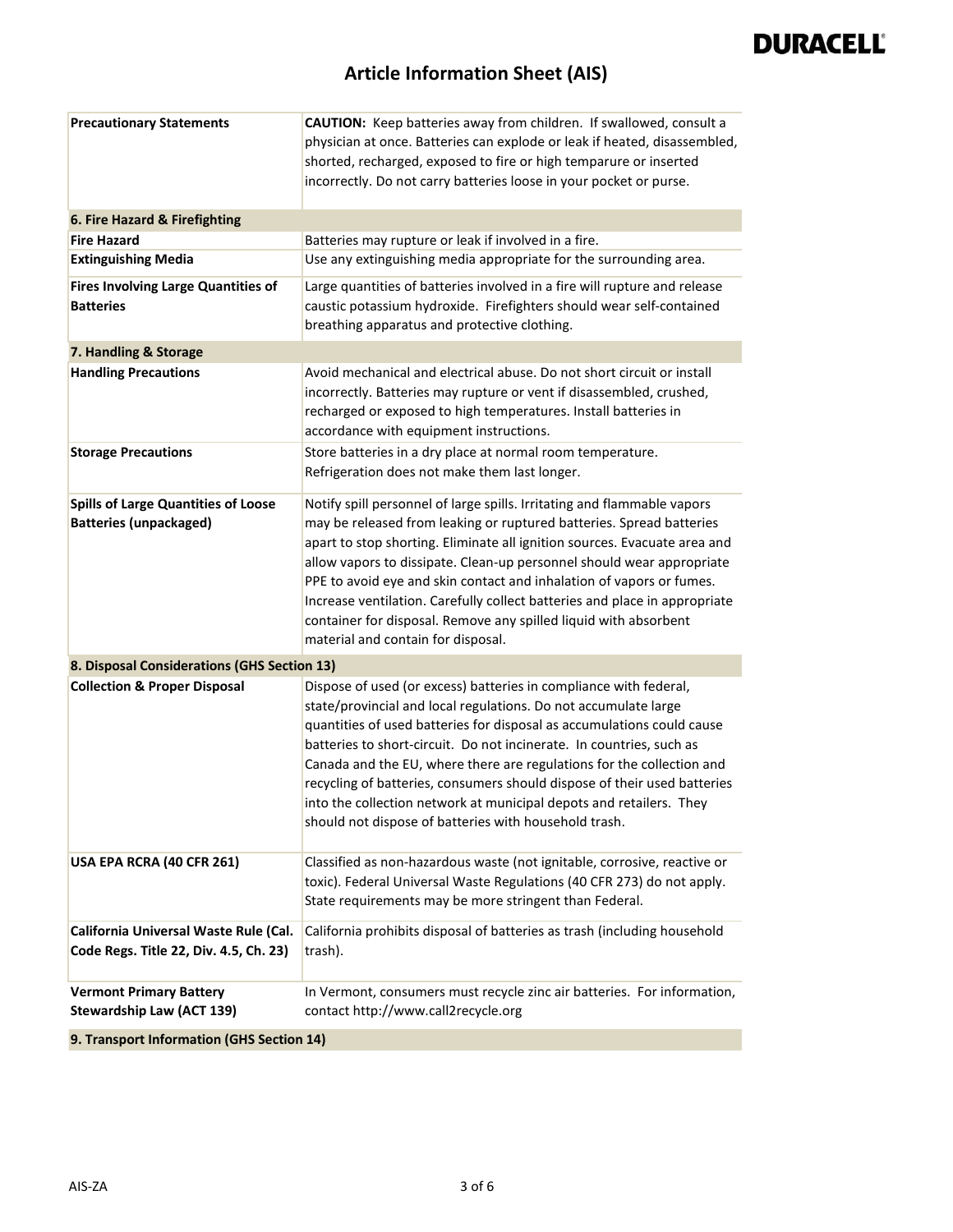| | |
|---|---|
| **Precautionary Statements** | **CAUTION:** Keep batteries away from children. If swallowed, consult a physician at once. Batteries can explode or leak if heated, disassembled, shorted, recharged, exposed to fire or high temparure or inserted incorrectly. Do not carry batteries loose in your pocket or purse. |
| **6. Fire Hazard & Firefighting** | |
| **Fire Hazard** | Batteries may rupture or leak if involved in a fire. |
| **Extinguishing Media** | Use any extinguishing media appropriate for the surrounding area. |
| **Fires Involving Large Quantities of Batteries** | Large quantities of batteries involved in a fire will rupture and release caustic potassium hydroxide. Firefighters should wear self-contained breathing apparatus and protective clothing. |
| **7. Handling & Storage** | |
| **Handling Precautions** | Avoid mechanical and electrical abuse. Do not short circuit or install incorrectly. Batteries may rupture or vent if disassembled, crushed, recharged or exposed to high temperatures. Install batteries in accordance with equipment instructions. |
| **Storage Precautions** | Store batteries in a dry place at normal room temperature. Refrigeration does not make them last longer. |
| **Spills of Large Quantities of Loose Batteries (unpackaged)** | Notify spill personnel of large spills. Irritating and flammable vapors may be released from leaking or ruptured batteries. Spread batteries apart to stop shorting. Eliminate all ignition sources. Evacuate area and allow vapors to dissipate. Clean-up personnel should wear appropriate PPE to avoid eye and skin contact and inhalation of vapors or fumes. Increase ventilation. Carefully collect batteries and place in appropriate container for disposal. Remove any spilled liquid with absorbent material and contain for disposal. |
| **8. Disposal Considerations (GHS Section 13)** | |
| **Collection & Proper Disposal** | Dispose of used (or excess) batteries in compliance with federal, state/provincial and local regulations. Do not accumulate large quantities of used batteries for disposal as accumulations could cause batteries to short-circuit. Do not incinerate. In countries, such as Canada and the EU, where there are regulations for the collection and recycling of batteries, consumers should dispose of their used batteries into the collection network at municipal depots and retailers. They should not dispose of batteries with household trash. |
| **USA EPA RCRA (40 CFR 261)** | Classified as non-hazardous waste (not ignitable, corrosive, reactive or toxic). Federal Universal Waste Regulations (40 CFR 273) do not apply. State requirements may be more stringent than Federal. |
| **California Universal Waste Rule (Cal. Code Regs. Title 22, Div. 4.5, Ch. 23)** | California prohibits disposal of batteries as trash (including household trash). |
| **Vermont Primary Battery Stewardship Law (ACT 139)** | In Vermont, consumers must recycle zinc air batteries. For information, contact http://www.call2recycle.org |
| **9. Transport Information (GHS Section 14)** | |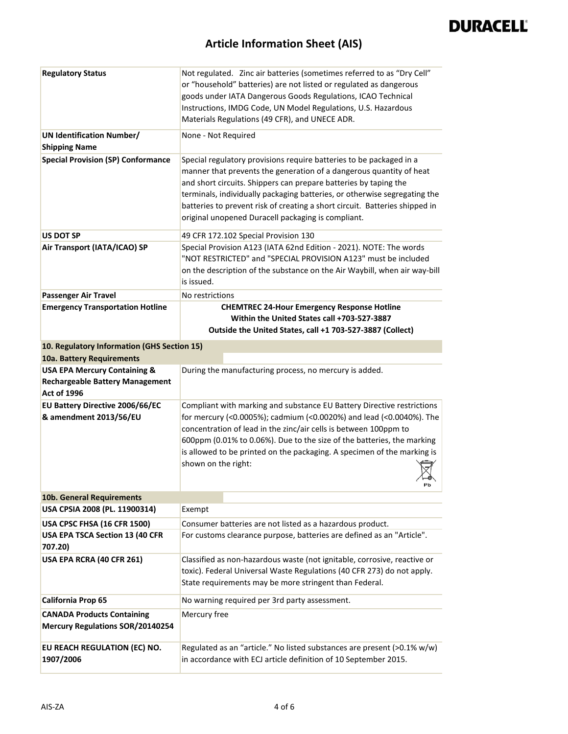| | |
|---|---|
| **Regulatory Status** | Not regulated. Zinc air batteries (sometimes referred to as "Dry Cell" or "household" batteries) are not listed or regulated as dangerous goods under IATA Dangerous Goods Regulations, ICAO Technical Instructions, IMDG Code, UN Model Regulations, U.S. Hazardous Materials Regulations (49 CFR), and UNECE ADR. |
| **UN Identification Number/ Shipping Name** | None - Not Required |
| **Special Provision (SP) Conformance** | Special regulatory provisions require batteries to be packaged in a manner that prevents the generation of a dangerous quantity of heat and short circuits. Shippers can prepare batteries by taping the terminals, individually packaging batteries, or otherwise segregating the batteries to prevent risk of creating a short circuit. Batteries shipped in original unopened Duracell packaging is compliant. |
| **US DOT SP** | 49 CFR 172.102 Special Provision 130 |
| **Air Transport (IATA/ICAO) SP** | Special Provision A123 (IATA 62nd Edition - 2021). NOTE: The words "NOT RESTRICTED" and "SPECIAL PROVISION A123" must be included on the description of the substance on the Air Waybill, when air way-bill is issued. |
| **Passenger Air Travel** | No restrictions |
| **Emergency Transportation Hotline** | **CHEMTREC 24-Hour Emergency Response Hotline**<br>**Within the United States call +703-527-3887**<br>**Outside the United States, call +1 703-527-3887 (Collect)** |

## 10. Regulatory Information (GHS Section 15)

### 10a. Battery Requirements

| | |
|---|---|
| **USA EPA Mercury Containing & Rechargeable Battery Management Act of 1996** | During the manufacturing process, no mercury is added. |
| **EU Battery Directive 2006/66/EC & amendment 2013/56/EU** | Compliant with marking and substance EU Battery Directive restrictions for mercury (<0.0005%); cadmium (<0.0020%) and lead (<0.0040%). The concentration of lead in the zinc/air cells is between 100ppm to 600ppm (0.01% to 0.06%). Due to the size of the batteries, the marking is allowed to be printed on the packaging. A specimen of the marking is shown on the right: Pb |

### 10b. General Requirements

| | |
|---|---|
| **USA CPSIA 2008 (PL. 11900314)** | Exempt |
| **USA CPSC FHSA (16 CFR 1500)** | Consumer batteries are not listed as a hazardous product. |
| **USA EPA TSCA Section 13 (40 CFR 707.20)** | For customs clearance purpose, batteries are defined as an "Article". |
| **USA EPA RCRA (40 CFR 261)** | Classified as non-hazardous waste (not ignitable, corrosive, reactive or toxic). Federal Universal Waste Regulations (40 CFR 273) do not apply. State requirements may be more stringent than Federal. |
| **California Prop 65** | No warning required per 3rd party assessment. |
| **CANADA Products Containing Mercury Regulations SOR/20140254** | Mercury free |
| **EU REACH REGULATION (EC) NO. 1907/2006** | Regulated as an "article." No listed substances are present (>0.1% w/w) in accordance with ECJ article definition of 10 September 2015. |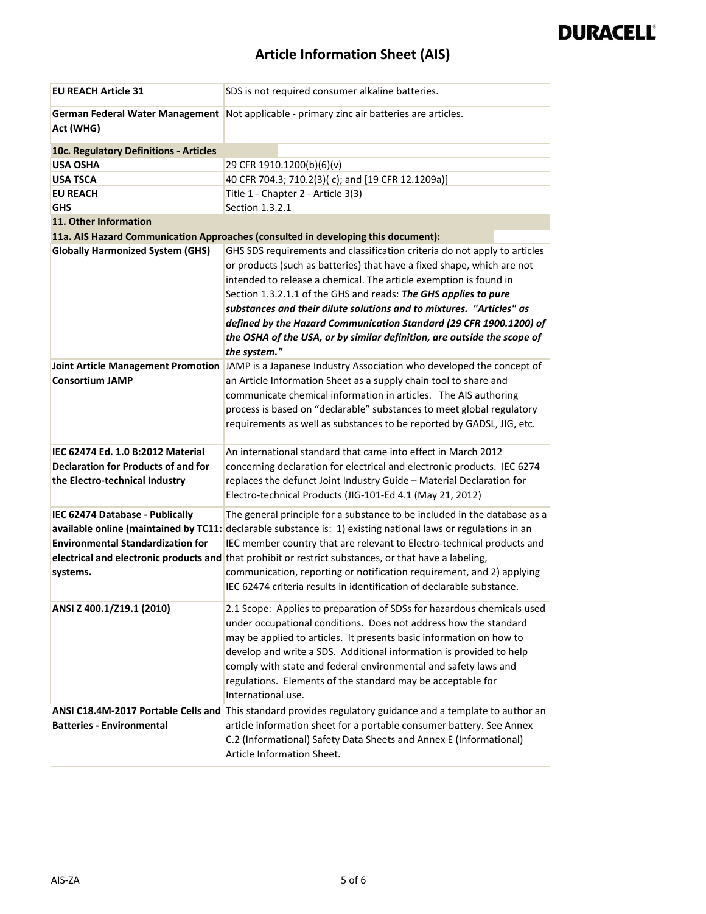| | |
|---|---|
| **EU REACH Article 31** | SDS is not required consumer alkaline batteries. |
| **German Federal Water Management Act (WHG)** | Not applicable - primary zinc air batteries are articles. |
| **10c. Regulatory Definitions - Articles** | |
| **USA OSHA** | 29 CFR 1910.1200(b)(6)(v) |
| **USA TSCA** | 40 CFR 704.3; 710.2(3)( c); and [19 CFR 12.1209a)] |
| **EU REACH** | Title 1 - Chapter 2 - Article 3(3) |
| **GHS** | Section 1.3.2.1 |
| **11. Other Information** | |
| **11a. AIS Hazard Communication Approaches (consulted in developing this document):** | |
| **Globally Harmonized System (GHS)** | GHS SDS requirements and classification criteria do not apply to articles or products (such as batteries) that have a fixed shape, which are not intended to release a chemical. The article exemption is found in Section 1.3.2.1.1 of the GHS and reads: ***The GHS applies to pure substances and their dilute solutions and to mixtures. "Articles" as defined by the Hazard Communication Standard (29 CFR 1900.1200) of the OSHA of the USA, or by similar definition, are outside the scope of the system."*** |
| **Joint Article Management Promotion Consortium JAMP** | JAMP is a Japanese Industry Association who developed the concept of an Article Information Sheet as a supply chain tool to share and communicate chemical information in articles. The AIS authoring process is based on "declarable" substances to meet global regulatory requirements as well as substances to be reported by GADSL, JIG, etc. |
| **IEC 62474 Ed. 1.0 B:2012 Material Declaration for Products of and for the Electro-technical Industry** | An international standard that came into effect in March 2012 concerning declaration for electrical and electronic products. IEC 6274 replaces the defunct Joint Industry Guide – Material Declaration for Electro-technical Products (JIG-101-Ed 4.1 (May 21, 2012) |
| **IEC 62474 Database - Publically available online (maintained by TC11: Environmental Standardization for electrical and electronic products and systems.** | The general principle for a substance to be included in the database as a declarable substance is: 1) existing national laws or regulations in an IEC member country that are relevant to Electro-technical products and that prohibit or restrict substances, or that have a labeling, communication, reporting or notification requirement, and 2) applying IEC 62474 criteria results in identification of declarable substance. |
| **ANSI Z 400.1/Z19.1 (2010)** | 2.1 Scope: Applies to preparation of SDSs for hazardous chemicals used under occupational conditions. Does not address how the standard may be applied to articles. It presents basic information on how to develop and write a SDS. Additional information is provided to help comply with state and federal environmental and safety laws and regulations. Elements of the standard may be acceptable for International use. |
| **ANSI C18.4M-2017 Portable Cells and Batteries - Environmental** | This standard provides regulatory guidance and a template to author an article information sheet for a portable consumer battery. See Annex C.2 (Informational) Safety Data Sheets and Annex E (Informational) Article Information Sheet. |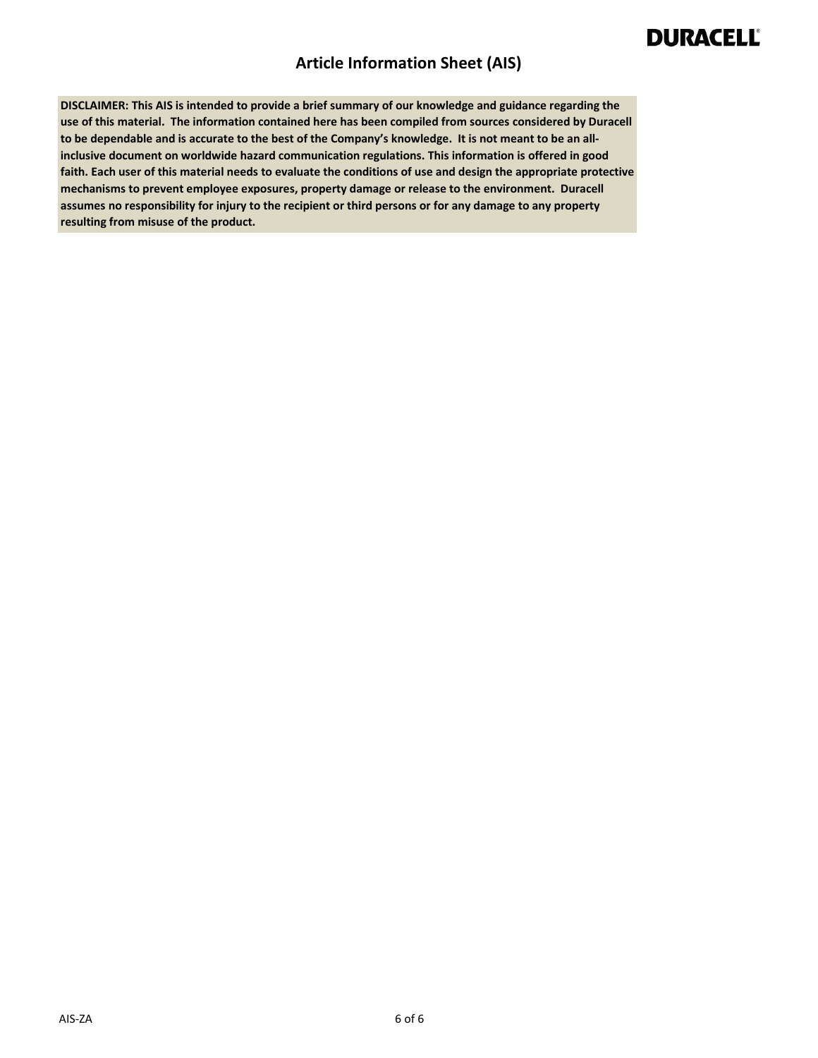**DISCLAIMER: This AIS is intended to provide a brief summary of our knowledge and guidance regarding the use of this material. The information contained here has been compiled from sources considered by Duracell to be dependable and is accurate to the best of the Company's knowledge. It is not meant to be an all-inclusive document on worldwide hazard communication regulations. This information is offered in good faith. Each user of this material needs to evaluate the conditions of use and design the appropriate protective mechanisms to prevent employee exposures, property damage or release to the environment. Duracell assumes no responsibility for injury to the recipient or third persons or for any damage to any property resulting from misuse of the product.**